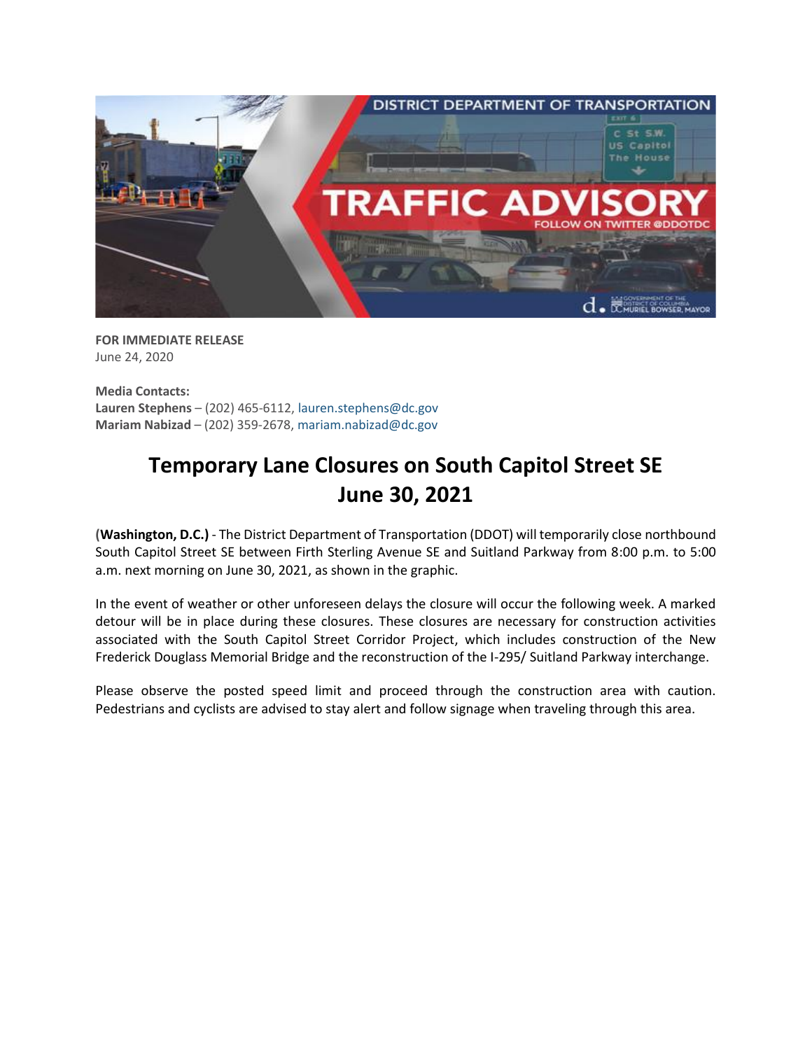**FOR IMMEDIATE RELEASE**
June 24, 2020

**Media Contacts:**
**Lauren Stephens** – (202) 465-6112, lauren.stephens@dc.gov
**Mariam Nabizad** – (202) 359-2678, mariam.nabizad@dc.gov

# Temporary Lane Closures on South Capitol Street SE June 30, 2021

**(Washington, D.C.)** - The District Department of Transportation (DDOT) will temporarily close northbound South Capitol Street SE between Firth Sterling Avenue SE and Suitland Parkway from 8:00 p.m. to 5:00 a.m. next morning on June 30, 2021, as shown in the graphic.

In the event of weather or other unforeseen delays the closure will occur the following week. A marked detour will be in place during these closures. These closures are necessary for construction activities associated with the South Capitol Street Corridor Project, which includes construction of the New Frederick Douglass Memorial Bridge and the reconstruction of the I-295/ Suitland Parkway interchange.

Please observe the posted speed limit and proceed through the construction area with caution. Pedestrians and cyclists are advised to stay alert and follow signage when traveling through this area.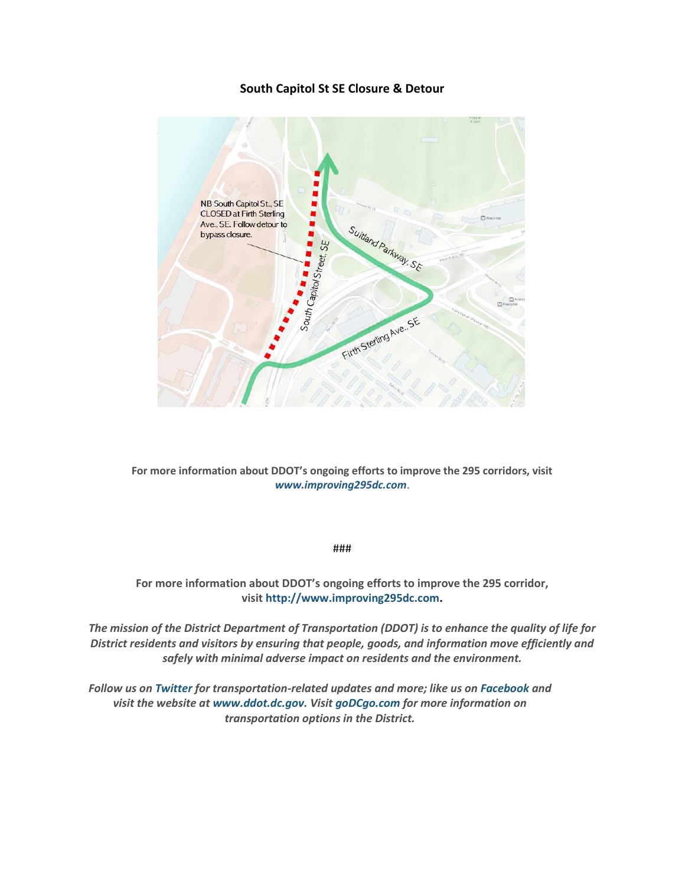**South Capitol St SE Closure & Detour**

NB South Capitol St., SE CLOSED at Firth Sterling Ave., SE. Follow detour to bypass closure.

South Capitol Street, SE

Suitland Parkway, SE

Firth Sterling Ave., SE

**For more information about DDOT's ongoing efforts to improve the 295 corridors, visit *www.improving295dc.com*.**

###

**For more information about DDOT's ongoing efforts to improve the 295 corridor, visit http://www.improving295dc.com.**

***The mission of the District Department of Transportation (DDOT) is to enhance the quality of life for District residents and visitors by ensuring that people, goods, and information move efficiently and safely with minimal adverse impact on residents and the environment.***

***Follow us on Twitter for transportation-related updates and more; like us on Facebook and visit the website at www.ddot.dc.gov. Visit goDCgo.com for more information on transportation options in the District.***